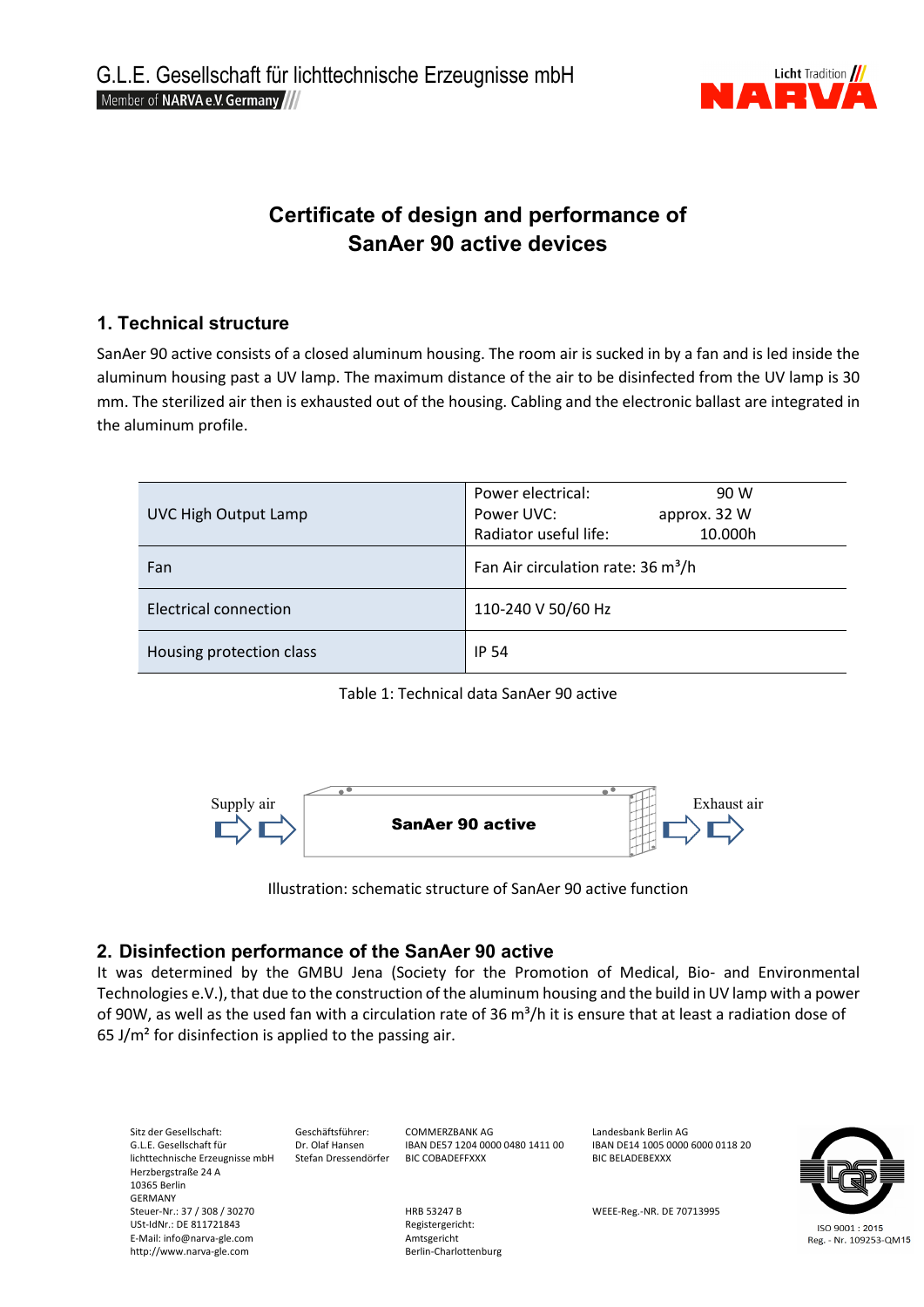G.L.E. Gesellschaft für lichttechnische Erzeugnisse mbH
Member of NARVA e.V. Germany

# Certificate of design and performance of SanAer 90 active devices

## 1. Technical structure

SanAer 90 active consists of a closed aluminum housing. The room air is sucked in by a fan and is led inside the aluminum housing past a UV lamp. The maximum distance of the air to be disinfected from the UV lamp is 30 mm. The sterilized air then is exhausted out of the housing. Cabling and the electronic ballast are integrated in the aluminum profile.

| | |
|---|---|
| UVC High Output Lamp | Power electrical: 90 W<br>Power UVC: approx. 32 W<br>Radiator useful life: 10.000h |
| Fan | Fan Air circulation rate: 36 m³/h |
| Electrical connection | 110-240 V 50/60 Hz |
| Housing protection class | IP 54 |

Table 1: Technical data SanAer 90 active

Supply air → SanAer 90 active → Exhaust air

Illustration: schematic structure of SanAer 90 active function

## 2. Disinfection performance of the SanAer 90 active

It was determined by the GMBU Jena (Society for the Promotion of Medical, Bio- and Environmental Technologies e.V.), that due to the construction of the aluminum housing and the build in UV lamp with a power of 90W, as well as the used fan with a circulation rate of 36 m³/h it is ensure that at least a radiation dose of 65 J/m² for disinfection is applied to the passing air.

Sitz der Gesellschaft:
G.L.E. Gesellschaft für lichttechnische Erzeugnisse mbH
Herzbergstraße 24 A
10365 Berlin
GERMANY
Steuer-Nr.: 37 / 308 / 30270
USt-IdNr.: DE 811721843
E-Mail: info@narva-gle.com
http://www.narva-gle.com

Geschäftsführer:
Dr. Olaf Hansen
Stefan Dressendörfer

COMMERZBANK AG
IBAN DE57 1204 0000 0480 1411 00
BIC COBADEFFXXX

HRB 53247 B
Registergericht:
Amtsgericht
Berlin-Charlottenburg

Landesbank Berlin AG
IBAN DE14 1005 0000 6000 0118 20
BIC BELADEBEXXX

WEEE-Reg.-NR. DE 70713995

ISO 9001 : 2015
Reg. - Nr. 109253-QM15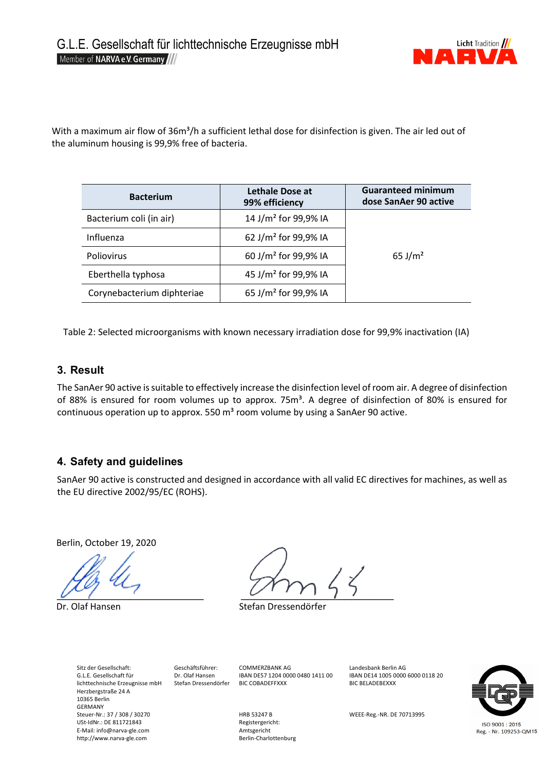With a maximum air flow of 36m³/h a sufficient lethal dose for disinfection is given. The air led out of the aluminum housing is 99,9% free of bacteria.

| Bacterium | Lethale Dose at 99% efficiency | Guaranteed minimum dose SanAer 90 active |
|---|---|---|
| Bacterium coli (in air) | 14 J/m² for 99,9% IA | 65 J/m² |
| Influenza | 62 J/m² for 99,9% IA | |
| Poliovirus | 60 J/m² for 99,9% IA | |
| Eberthella typhosa | 45 J/m² for 99,9% IA | |
| Corynebacterium diphteriae | 65 J/m² for 99,9% IA | |

Table 2: Selected microorganisms with known necessary irradiation dose for 99,9% inactivation (IA)

## 3. Result

The SanAer 90 active is suitable to effectively increase the disinfection level of room air. A degree of disinfection of 88% is ensured for room volumes up to approx. 75m³. A degree of disinfection of 80% is ensured for continuous operation up to approx. 550 m³ room volume by using a SanAer 90 active.

## 4. Safety and guidelines

SanAer 90 active is constructed and designed in accordance with all valid EC directives for machines, as well as the EU directive 2002/95/EC (ROHS).

Berlin, October 19, 2020

Dr. Olaf Hansen

Stefan Dressendörfer